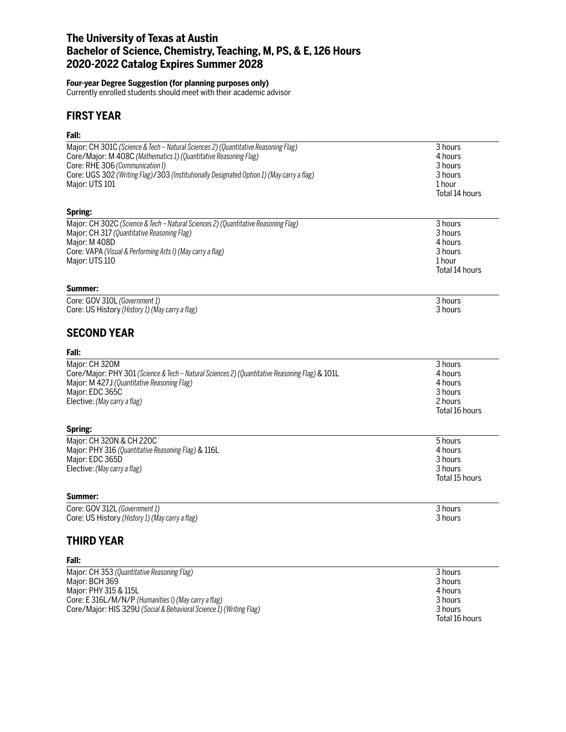# The University of Texas at Austin
# Bachelor of Science, Chemistry, Teaching, M, PS, & E, 126 Hours
# 2020-2022 Catalog Expires Summer 2028

**Four-year Degree Suggestion (for planning purposes only)**
Currently enrolled students should meet with their academic advisor

## FIRST YEAR

### Fall:

| | |
|---|---|
| Major: CH 301C *(Science & Tech – Natural Sciences 2) (Quantitative Reasoning Flag)* | 3 hours |
| Core/Major: M 408C *(Mathematics 1) (Quantitative Reasoning Flag)* | 4 hours |
| Core: RHE 306 *(Communication I)* | 3 hours |
| Core: UGS 302 *(Writing Flag)*/303 *(Institutionally Designated Option 1) (May carry a flag)* | 3 hours |
| Major: UTS 101 | 1 hour |
| | Total 14 hours |

### Spring:

| | |
|---|---|
| Major: CH 302C *(Science & Tech – Natural Sciences 2) (Quantitative Reasoning Flag)* | 3 hours |
| Major: CH 317 *(Quantitative Reasoning Flag)* | 3 hours |
| Major: M 408D | 4 hours |
| Core: VAPA *(Visual & Performing Arts I) (May carry a flag)* | 3 hours |
| Major: UTS 110 | 1 hour |
| | Total 14 hours |

### Summer:

| | |
|---|---|
| Core: GOV 310L *(Government 1)* | 3 hours |
| Core: US History *(History 1) (May carry a flag)* | 3 hours |

## SECOND YEAR

### Fall:

| | |
|---|---|
| Major: CH 320M | 3 hours |
| Core/Major: PHY 301 *(Science & Tech – Natural Sciences 2) (Quantitative Reasoning Flag)* & 101L | 4 hours |
| Major: M 427J *(Quantitative Reasoning Flag)* | 4 hours |
| Major: EDC 365C | 3 hours |
| Elective: *(May carry a flag)* | 2 hours |
| | Total 16 hours |

### Spring:

| | |
|---|---|
| Major: CH 320N & CH 220C | 5 hours |
| Major: PHY 316 *(Quantitative Reasoning Flag)* & 116L | 4 hours |
| Major: EDC 365D | 3 hours |
| Elective: *(May carry a flag)* | 3 hours |
| | Total 15 hours |

### Summer:

| | |
|---|---|
| Core: GOV 312L *(Government 1)* | 3 hours |
| Core: US History *(History 1) (May carry a flag)* | 3 hours |

## THIRD YEAR

### Fall:

| | |
|---|---|
| Major: CH 353 *(Quantitative Reasoning Flag)* | 3 hours |
| Major: BCH 369 | 3 hours |
| Major: PHY 315 & 115L | 4 hours |
| Core: E 316L/M/N/P *(Humanities I) (May carry a flag)* | 3 hours |
| Core/Major: HIS 329U *(Social & Behavioral Science 1) (Writing Flag)* | 3 hours |
| | Total 16 hours |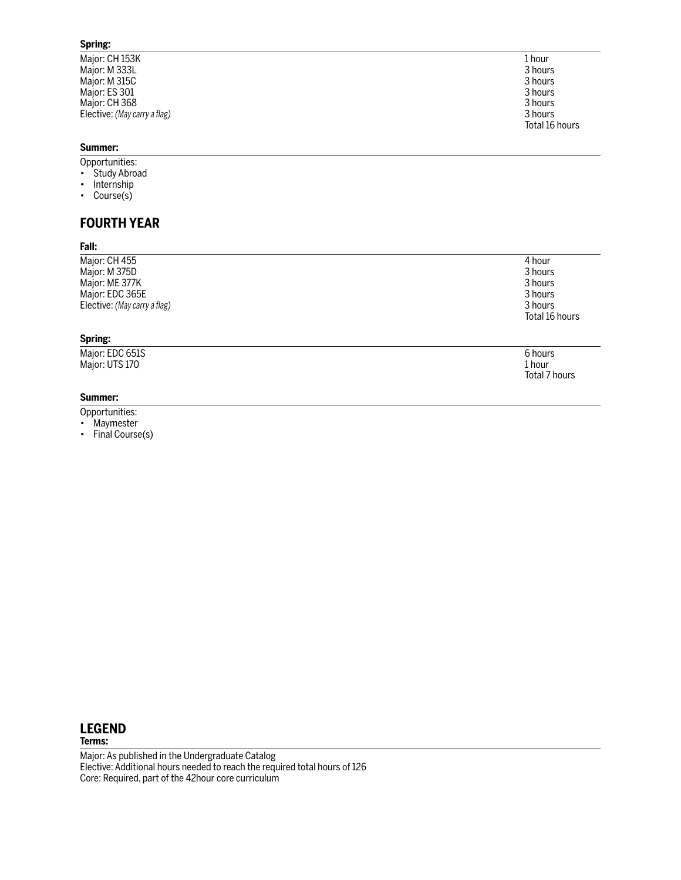**Spring:**

| | |
|---|---|
| Major: CH 153K | 1 hour |
| Major: M 333L | 3 hours |
| Major: M 315C | 3 hours |
| Major: ES 301 | 3 hours |
| Major: CH 368 | 3 hours |
| Elective: *(May carry a flag)* | 3 hours |
| | Total 16 hours |

**Summer:**

Opportunities:

- Study Abroad
- Internship
- Course(s)

## FOURTH YEAR

**Fall:**

| | |
|---|---|
| Major: CH 455 | 4 hour |
| Major: M 375D | 3 hours |
| Major: ME 377K | 3 hours |
| Major: EDC 365E | 3 hours |
| Elective: *(May carry a flag)* | 3 hours |
| | Total 16 hours |

**Spring:**

| | |
|---|---|
| Major: EDC 651S | 6 hours |
| Major: UTS 170 | 1 hour |
| | Total 7 hours |

**Summer:**

Opportunities:

- Maymester
- Final Course(s)

## LEGEND

**Terms:**

Major: As published in the Undergraduate Catalog
Elective: Additional hours needed to reach the required total hours of 126
Core: Required, part of the 42hour core curriculum